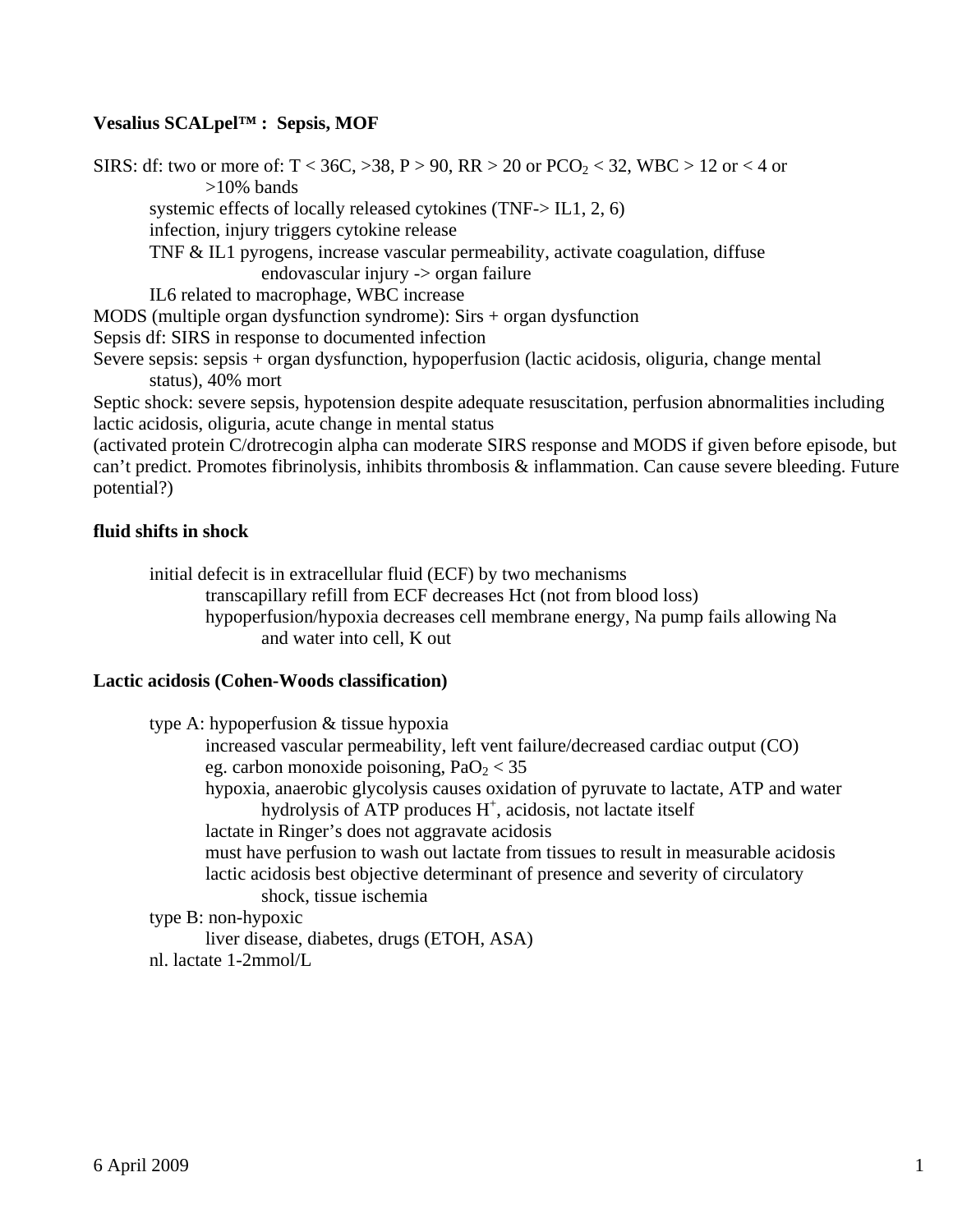**Vesalius SCALpel™ : Sepsis, MOF**

SIRS: df: two or more of: T < 36C, >38, P > 90, RR > 20 or $PCO_2$ < 32, WBC > 12 or < 4 or >10% bands

- systemic effects of locally released cytokines (TNF-> IL1, 2, 6)
- infection, injury triggers cytokine release
- TNF & IL1 pyrogens, increase vascular permeability, activate coagulation, diffuse endovascular injury -> organ failure
- IL6 related to macrophage, WBC increase

MODS (multiple organ dysfunction syndrome): Sirs + organ dysfunction

Sepsis df: SIRS in response to documented infection

Severe sepsis: sepsis + organ dysfunction, hypoperfusion (lactic acidosis, oliguria, change mental status), 40% mort

Septic shock: severe sepsis, hypotension despite adequate resuscitation, perfusion abnormalities including lactic acidosis, oliguria, acute change in mental status

(activated protein C/drotrecogin alpha can moderate SIRS response and MODS if given before episode, but can't predict. Promotes fibrinolysis, inhibits thrombosis & inflammation. Can cause severe bleeding. Future potential?)

**fluid shifts in shock**

- initial defecit is in extracellular fluid (ECF) by two mechanisms
  - transcapillary refill from ECF decreases Hct (not from blood loss)
  - hypoperfusion/hypoxia decreases cell membrane energy, Na pump fails allowing Na and water into cell, K out

**Lactic acidosis (Cohen-Woods classification)**

- type A: hypoperfusion & tissue hypoxia
  - increased vascular permeability, left vent failure/decreased cardiac output (CO)
  - eg. carbon monoxide poisoning, $PaO_2$ < 35
  - hypoxia, anaerobic glycolysis causes oxidation of pyruvate to lactate, ATP and water
    - hydrolysis of ATP produces $H^+$, acidosis, not lactate itself
  - lactate in Ringer's does not aggravate acidosis
  - must have perfusion to wash out lactate from tissues to result in measurable acidosis
  - lactic acidosis best objective determinant of presence and severity of circulatory shock, tissue ischemia
- type B: non-hypoxic
  - liver disease, diabetes, drugs (ETOH, ASA)
- nl. lactate 1-2mmol/L

6 April 2009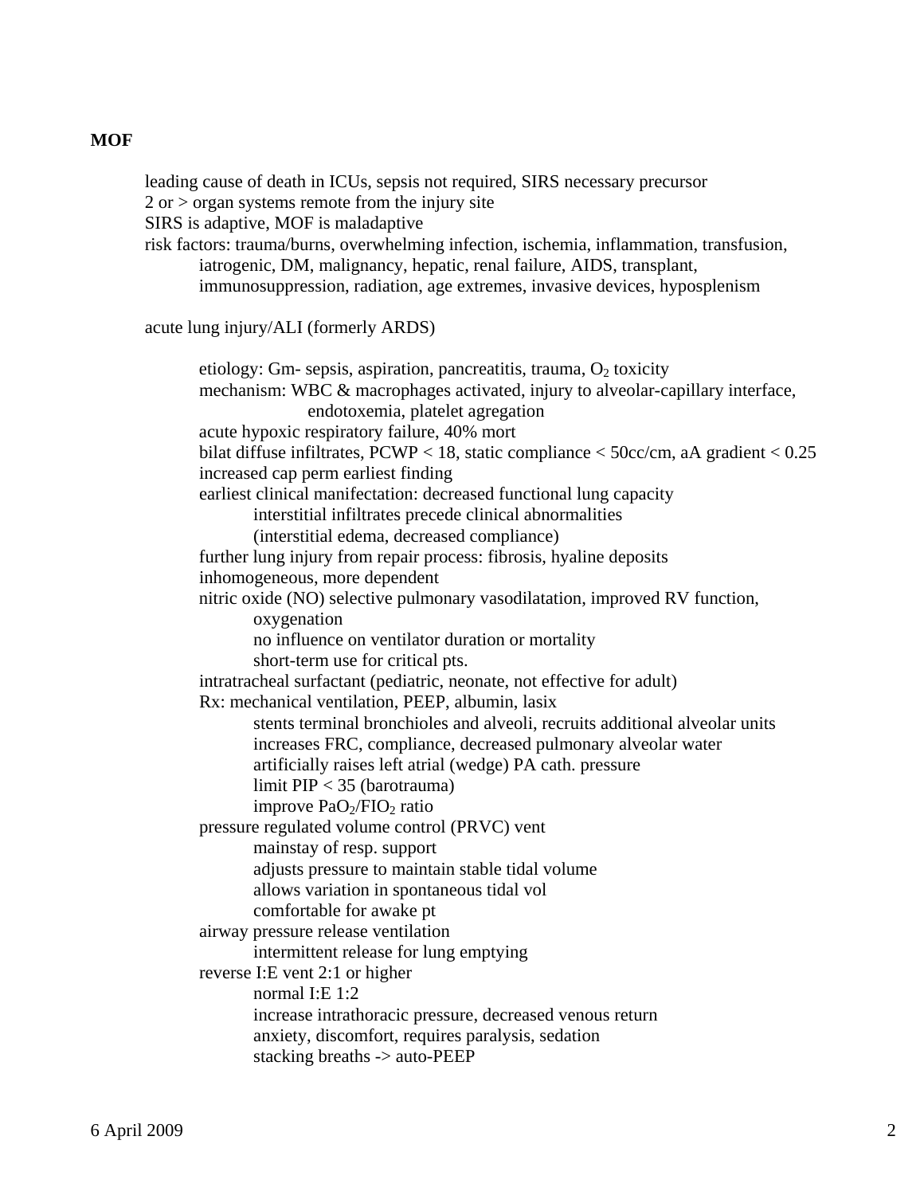**MOF**

- leading cause of death in ICUs, sepsis not required, SIRS necessary precursor
- 2 or > organ systems remote from the injury site
- SIRS is adaptive, MOF is maladaptive
- risk factors: trauma/burns, overwhelming infection, ischemia, inflammation, transfusion, iatrogenic, DM, malignancy, hepatic, renal failure, AIDS, transplant, immunosuppression, radiation, age extremes, invasive devices, hyposplenism

- acute lung injury/ALI (formerly ARDS)
    - etiology: Gm- sepsis, aspiration, pancreatitis, trauma, $O_2$ toxicity
    - mechanism: WBC & macrophages activated, injury to alveolar-capillary interface, endotoxemia, platelet agregation
    - acute hypoxic respiratory failure, 40% mort
    - bilat diffuse infiltrates, PCWP < 18, static compliance < 50cc/cm, aA gradient < 0.25
    - increased cap perm earliest finding
    - earliest clinical manifectation: decreased functional lung capacity
        - interstitial infiltrates precede clinical abnormalities
        - (interstitial edema, decreased compliance)
    - further lung injury from repair process: fibrosis, hyaline deposits
    - inhomogeneous, more dependent
    - nitric oxide (NO) selective pulmonary vasodilatation, improved RV function, oxygenation
        - no influence on ventilator duration or mortality
        - short-term use for critical pts.
    - intratracheal surfactant (pediatric, neonate, not effective for adult)
    - Rx: mechanical ventilation, PEEP, albumin, lasix
        - stents terminal bronchioles and alveoli, recruits additional alveolar units
        - increases FRC, compliance, decreased pulmonary alveolar water
        - artificially raises left atrial (wedge) PA cath. pressure
        - limit PIP < 35 (barotrauma)
        - improve $PaO_2/FIO_2$ ratio
    - pressure regulated volume control (PRVC) vent
        - mainstay of resp. support
        - adjusts pressure to maintain stable tidal volume
        - allows variation in spontaneous tidal vol
        - comfortable for awake pt
    - airway pressure release ventilation
        - intermittent release for lung emptying
    - reverse I:E vent 2:1 or higher
        - normal I:E 1:2
        - increase intrathoracic pressure, decreased venous return
        - anxiety, discomfort, requires paralysis, sedation
        - stacking breaths -> auto-PEEP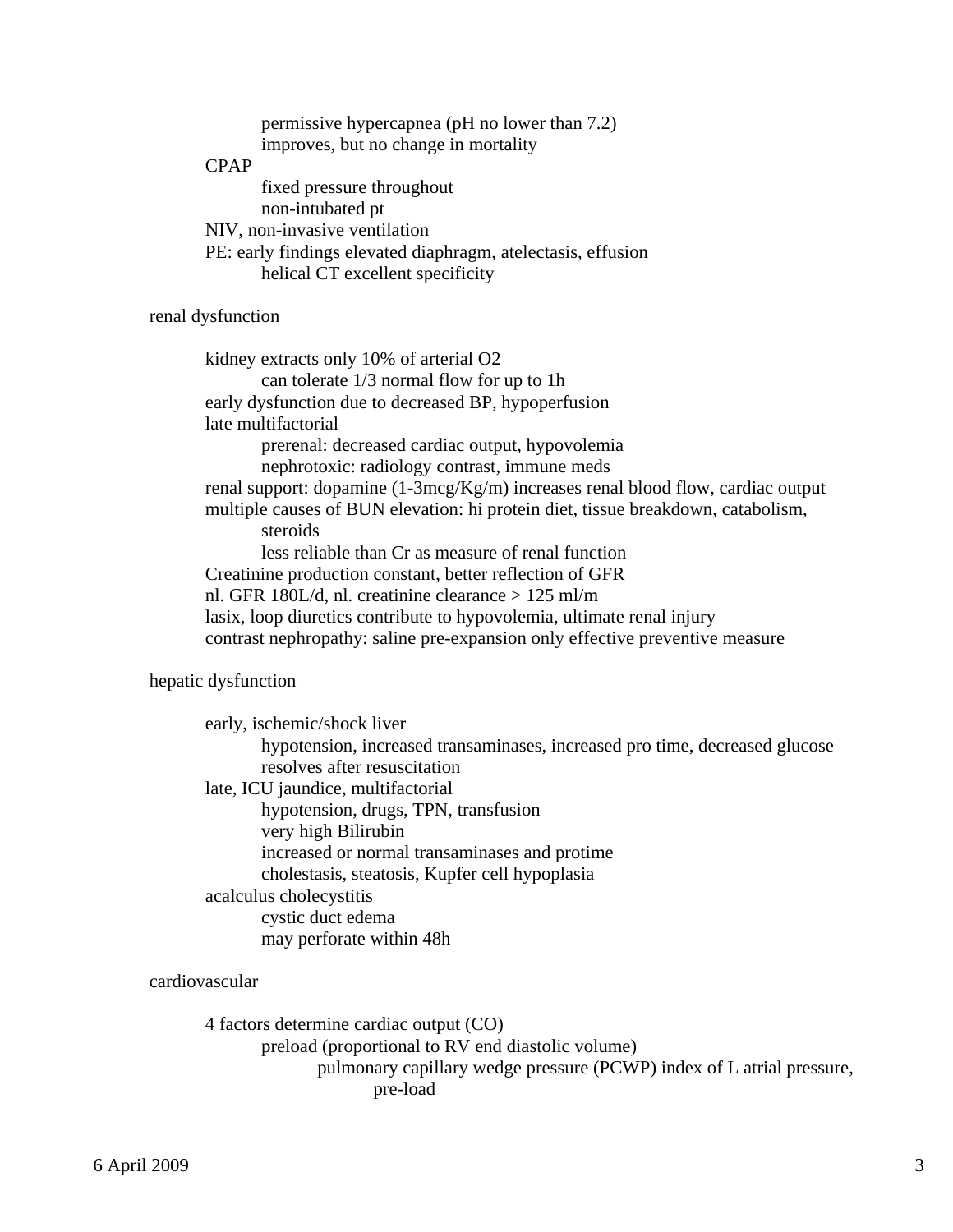- permissive hypercapnea (pH no lower than 7.2)
- improves, but no change in mortality

CPAP
- fixed pressure throughout
- non-intubated pt

NIV, non-invasive ventilation

PE: early findings elevated diaphragm, atelectasis, effusion
- helical CT excellent specificity

## renal dysfunction

kidney extracts only 10% of arterial $O_2$
- can tolerate 1/3 normal flow for up to 1h

early dysfunction due to decreased BP, hypoperfusion

late multifactorial
- prerenal: decreased cardiac output, hypovolemia
- nephrotoxic: radiology contrast, immune meds

renal support: dopamine (1-3mcg/Kg/m) increases renal blood flow, cardiac output

multiple causes of BUN elevation: hi protein diet, tissue breakdown, catabolism, steroids
- less reliable than Cr as measure of renal function

Creatinine production constant, better reflection of GFR

nl. GFR 180L/d, nl. creatinine clearance > 125 ml/m

lasix, loop diuretics contribute to hypovolemia, ultimate renal injury

contrast nephropathy: saline pre-expansion only effective preventive measure

## hepatic dysfunction

early, ischemic/shock liver
- hypotension, increased transaminases, increased pro time, decreased glucose
- resolves after resuscitation

late, ICU jaundice, multifactorial
- hypotension, drugs, TPN, transfusion
- very high Bilirubin
- increased or normal transaminases and protime
- cholestasis, steatosis, Kupfer cell hypoplasia

acalculus cholecystitis
- cystic duct edema
- may perforate within 48h

## cardiovascular

4 factors determine cardiac output (CO)
- preload (proportional to RV end diastolic volume)
  - pulmonary capillary wedge pressure (PCWP) index of L atrial pressure, pre-load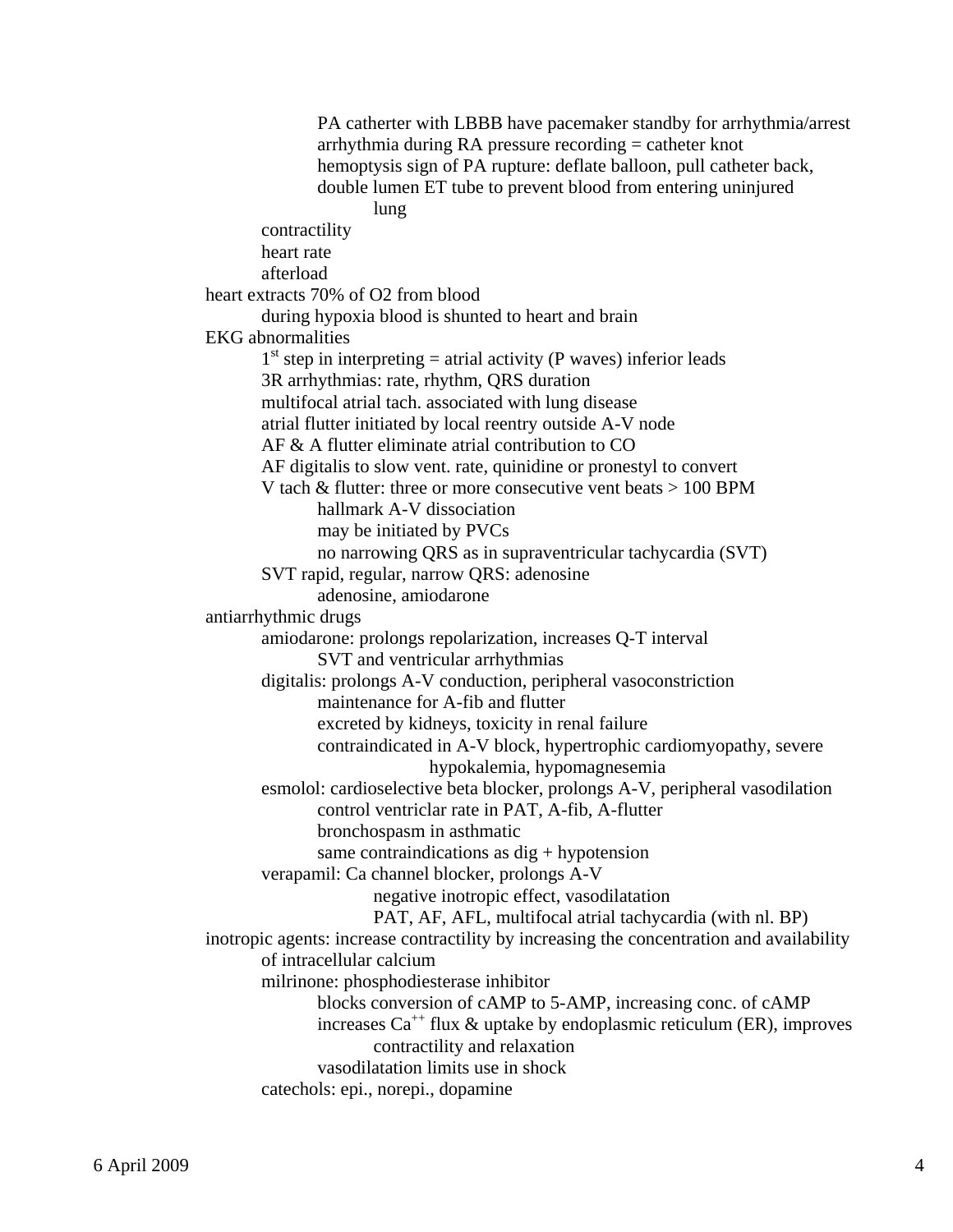- PA catherter with LBBB have pacemaker standby for arrhythmia/arrest
- arrhythmia during RA pressure recording = catheter knot
- hemoptysis sign of PA rupture: deflate balloon, pull catheter back, double lumen ET tube to prevent blood from entering uninjured lung

- contractility
- heart rate
- afterload

heart extracts 70% of O2 from blood
- during hypoxia blood is shunted to heart and brain

EKG abnormalities
- 1st step in interpreting = atrial activity (P waves) inferior leads
- 3R arrhythmias: rate, rhythm, QRS duration
- multifocal atrial tach. associated with lung disease
- atrial flutter initiated by local reentry outside A-V node
- AF & A flutter eliminate atrial contribution to CO
- AF digitalis to slow vent. rate, quinidine or pronestyl to convert
- V tach & flutter: three or more consecutive vent beats > 100 BPM
  - hallmark A-V dissociation
  - may be initiated by PVCs
  - no narrowing QRS as in supraventricular tachycardia (SVT)
- SVT rapid, regular, narrow QRS: adenosine
  - adenosine, amiodarone

antiarrhythmic drugs
- amiodarone: prolongs repolarization, increases Q-T interval
  - SVT and ventricular arrhythmias
- digitalis: prolongs A-V conduction, peripheral vasoconstriction
  - maintenance for A-fib and flutter
  - excreted by kidneys, toxicity in renal failure
  - contraindicated in A-V block, hypertrophic cardiomyopathy, severe hypokalemia, hypomagnesemia
- esmolol: cardioselective beta blocker, prolongs A-V, peripheral vasodilation
  - control ventriclar rate in PAT, A-fib, A-flutter
  - bronchospasm in asthmatic
  - same contraindications as dig + hypotension
- verapamil: Ca channel blocker, prolongs A-V
  - negative inotropic effect, vasodilatation
  - PAT, AF, AFL, multifocal atrial tachycardia (with nl. BP)

inotropic agents: increase contractility by increasing the concentration and availability of intracellular calcium
- milrinone: phosphodiesterase inhibitor
  - blocks conversion of cAMP to 5-AMP, increasing conc. of cAMP
  - increases $Ca^{++}$ flux & uptake by endoplasmic reticulum (ER), improves contractility and relaxation
  - vasodilatation limits use in shock
- catechols: epi., norepi., dopamine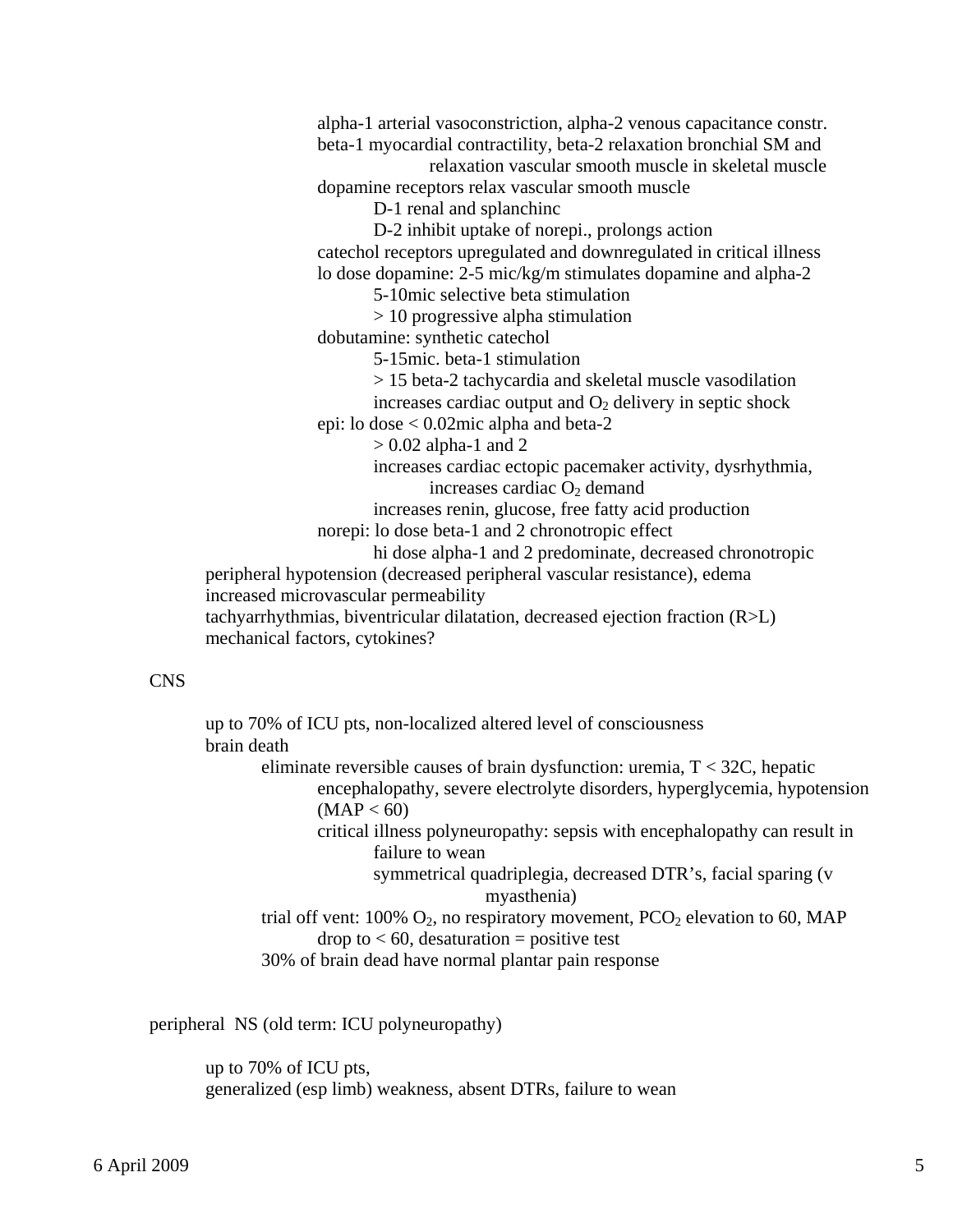- alpha-1 arterial vasoconstriction, alpha-2 venous capacitance constr.
- beta-1 myocardial contractility, beta-2 relaxation bronchial SM and relaxation vascular smooth muscle in skeletal muscle
- dopamine receptors relax vascular smooth muscle
  - D-1 renal and splanchinc
  - D-2 inhibit uptake of norepi., prolongs action
- catechol receptors upregulated and downregulated in critical illness
- lo dose dopamine: 2-5 mic/kg/m stimulates dopamine and alpha-2
  - 5-10mic selective beta stimulation
  - > 10 progressive alpha stimulation
- dobutamine: synthetic catechol
  - 5-15mic. beta-1 stimulation
  - > 15 beta-2 tachycardia and skeletal muscle vasodilation
  - increases cardiac output and $O_2$ delivery in septic shock
- epi: lo dose < 0.02mic alpha and beta-2
  - > 0.02 alpha-1 and 2
  - increases cardiac ectopic pacemaker activity, dysrhythmia, increases cardiac $O_2$ demand
  - increases renin, glucose, free fatty acid production
- norepi: lo dose beta-1 and 2 chronotropic effect
  - hi dose alpha-1 and 2 predominate, decreased chronotropic

peripheral hypotension (decreased peripheral vascular resistance), edema
increased microvascular permeability
tachyarrhythmias, biventricular dilatation, decreased ejection fraction (R>L)
mechanical factors, cytokines?

CNS

- up to 70% of ICU pts, non-localized altered level of consciousness
- brain death
  - eliminate reversible causes of brain dysfunction: uremia, T < 32C, hepatic encephalopathy, severe electrolyte disorders, hyperglycemia, hypotension (MAP < 60)
    - critical illness polyneuropathy: sepsis with encephalopathy can result in failure to wean
      - symmetrical quadriplegia, decreased DTR's, facial sparing (v myasthenia)
  - trial off vent: 100% $O_2$, no respiratory movement, $PCO_2$ elevation to 60, MAP drop to < 60, desaturation = positive test
  - 30% of brain dead have normal plantar pain response

peripheral NS (old term: ICU polyneuropathy)

- up to 70% of ICU pts,
- generalized (esp limb) weakness, absent DTRs, failure to wean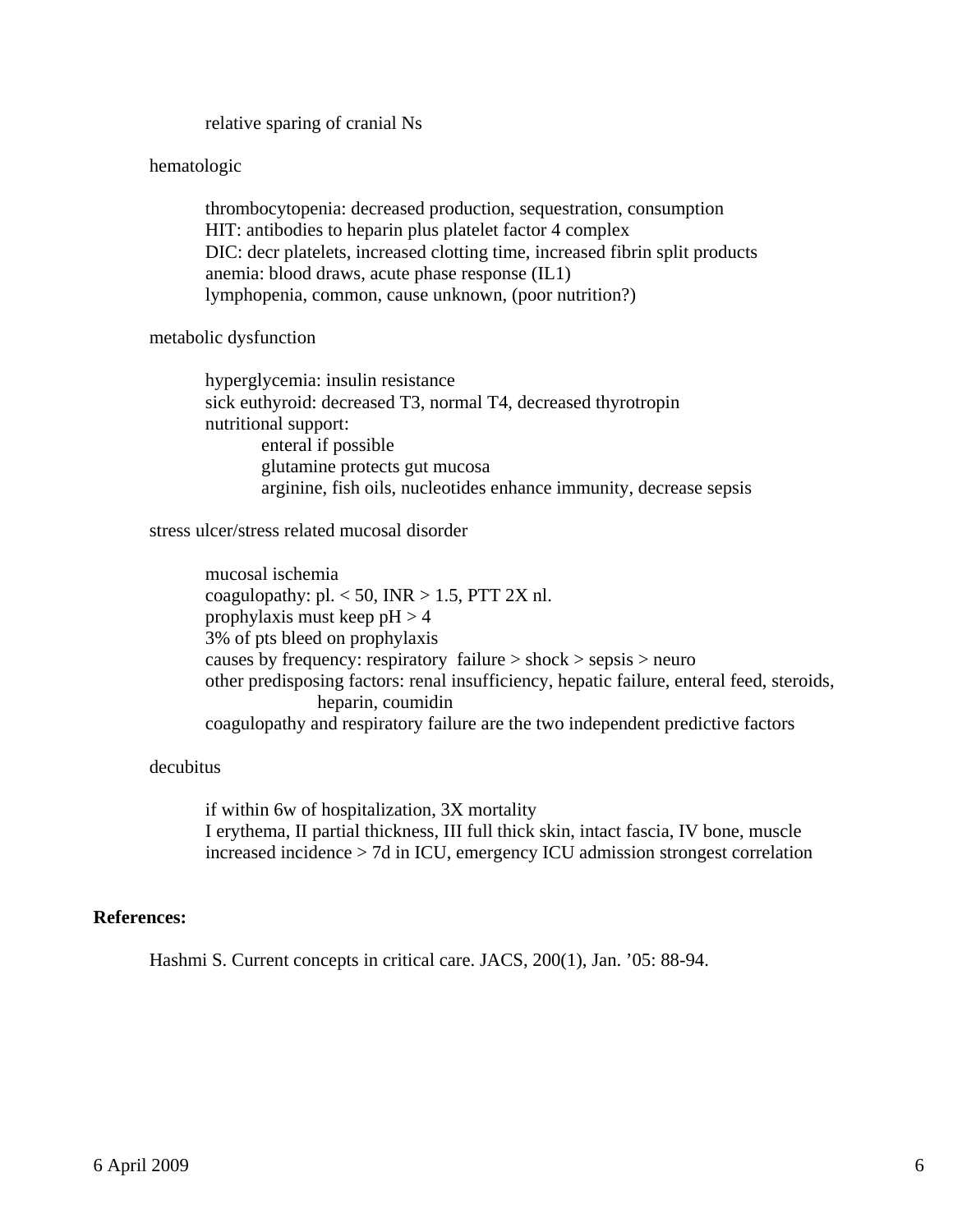relative sparing of cranial Ns

hematologic

- thrombocytopenia: decreased production, sequestration, consumption
- HIT: antibodies to heparin plus platelet factor 4 complex
- DIC: decr platelets, increased clotting time, increased fibrin split products
- anemia: blood draws, acute phase response (IL1)
- lymphopenia, common, cause unknown, (poor nutrition?)

metabolic dysfunction

- hyperglycemia: insulin resistance
- sick euthyroid: decreased T3, normal T4, decreased thyrotropin
- nutritional support:
  - enteral if possible
  - glutamine protects gut mucosa
  - arginine, fish oils, nucleotides enhance immunity, decrease sepsis

stress ulcer/stress related mucosal disorder

- mucosal ischemia
- coagulopathy: pl. < 50, INR > 1.5, PTT 2X nl.
- prophylaxis must keep pH > 4
- 3% of pts bleed on prophylaxis
- causes by frequency: respiratory failure > shock > sepsis > neuro
- other predisposing factors: renal insufficiency, hepatic failure, enteral feed, steroids, heparin, coumidin
- coagulopathy and respiratory failure are the two independent predictive factors

decubitus

- if within 6w of hospitalization, 3X mortality
- I erythema, II partial thickness, III full thick skin, intact fascia, IV bone, muscle
- increased incidence > 7d in ICU, emergency ICU admission strongest correlation

**References:**

Hashmi S. Current concepts in critical care. JACS, 200(1), Jan. '05: 88-94.